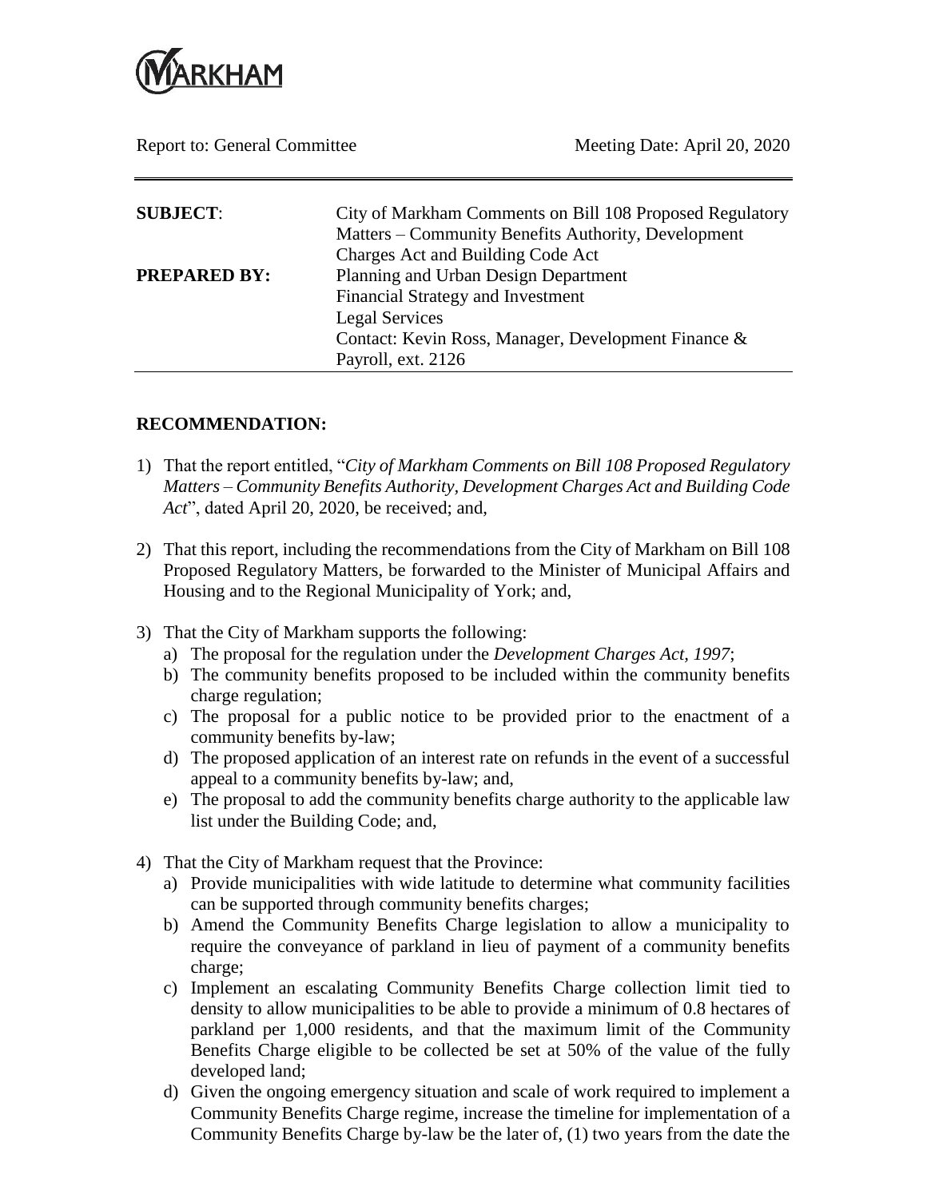MARKHAM

Report to: General Committee Meeting Date: April 20, 2020

| | |
|---|---|
| **SUBJECT**: | City of Markham Comments on Bill 108 Proposed Regulatory Matters – Community Benefits Authority, Development Charges Act and Building Code Act |
| **PREPARED BY:** | Planning and Urban Design Department<br>Financial Strategy and Investment<br>Legal Services<br>Contact: Kevin Ross, Manager, Development Finance & Payroll, ext. 2126 |

## RECOMMENDATION:

1) That the report entitled, "*City of Markham Comments on Bill 108 Proposed Regulatory Matters – Community Benefits Authority, Development Charges Act and Building Code Act*", dated April 20, 2020, be received; and,

2) That this report, including the recommendations from the City of Markham on Bill 108 Proposed Regulatory Matters, be forwarded to the Minister of Municipal Affairs and Housing and to the Regional Municipality of York; and,

3) That the City of Markham supports the following:
   a) The proposal for the regulation under the *Development Charges Act, 1997*;
   b) The community benefits proposed to be included within the community benefits charge regulation;
   c) The proposal for a public notice to be provided prior to the enactment of a community benefits by-law;
   d) The proposed application of an interest rate on refunds in the event of a successful appeal to a community benefits by-law; and,
   e) The proposal to add the community benefits charge authority to the applicable law list under the Building Code; and,

4) That the City of Markham request that the Province:
   a) Provide municipalities with wide latitude to determine what community facilities can be supported through community benefits charges;
   b) Amend the Community Benefits Charge legislation to allow a municipality to require the conveyance of parkland in lieu of payment of a community benefits charge;
   c) Implement an escalating Community Benefits Charge collection limit tied to density to allow municipalities to be able to provide a minimum of 0.8 hectares of parkland per 1,000 residents, and that the maximum limit of the Community Benefits Charge eligible to be collected be set at 50% of the value of the fully developed land;
   d) Given the ongoing emergency situation and scale of work required to implement a Community Benefits Charge regime, increase the timeline for implementation of a Community Benefits Charge by-law be the later of, (1) two years from the date the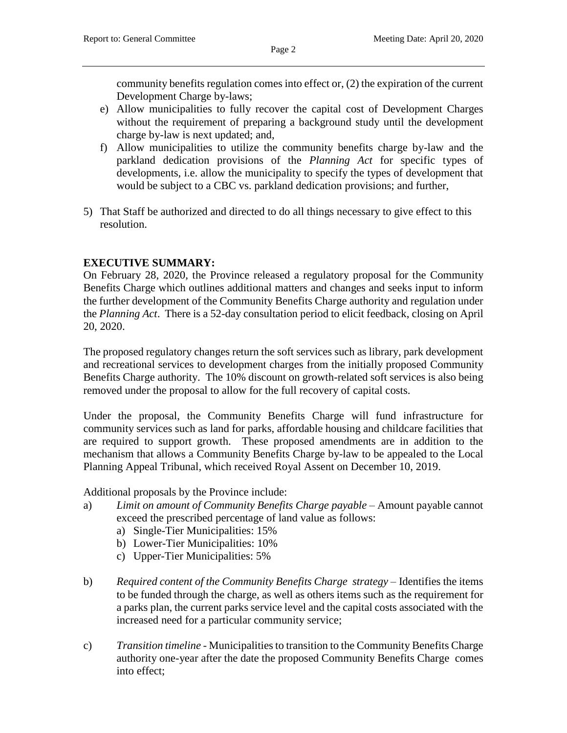community benefits regulation comes into effect or, (2) the expiration of the current Development Charge by-laws;

e) Allow municipalities to fully recover the capital cost of Development Charges without the requirement of preparing a background study until the development charge by-law is next updated; and,

f) Allow municipalities to utilize the community benefits charge by-law and the parkland dedication provisions of the *Planning Act* for specific types of developments, i.e. allow the municipality to specify the types of development that would be subject to a CBC vs. parkland dedication provisions; and further,

5) That Staff be authorized and directed to do all things necessary to give effect to this resolution.

**EXECUTIVE SUMMARY:**

On February 28, 2020, the Province released a regulatory proposal for the Community Benefits Charge which outlines additional matters and changes and seeks input to inform the further development of the Community Benefits Charge authority and regulation under the *Planning Act*. There is a 52-day consultation period to elicit feedback, closing on April 20, 2020.

The proposed regulatory changes return the soft services such as library, park development and recreational services to development charges from the initially proposed Community Benefits Charge authority. The 10% discount on growth-related soft services is also being removed under the proposal to allow for the full recovery of capital costs.

Under the proposal, the Community Benefits Charge will fund infrastructure for community services such as land for parks, affordable housing and childcare facilities that are required to support growth. These proposed amendments are in addition to the mechanism that allows a Community Benefits Charge by-law to be appealed to the Local Planning Appeal Tribunal, which received Royal Assent on December 10, 2019.

Additional proposals by the Province include:

a) *Limit on amount of Community Benefits Charge payable* – Amount payable cannot exceed the prescribed percentage of land value as follows:
   a) Single-Tier Municipalities: 15%
   b) Lower-Tier Municipalities: 10%
   c) Upper-Tier Municipalities: 5%

b) *Required content of the Community Benefits Charge strategy* – Identifies the items to be funded through the charge, as well as others items such as the requirement for a parks plan, the current parks service level and the capital costs associated with the increased need for a particular community service;

c) *Transition timeline* - Municipalities to transition to the Community Benefits Charge authority one-year after the date the proposed Community Benefits Charge comes into effect;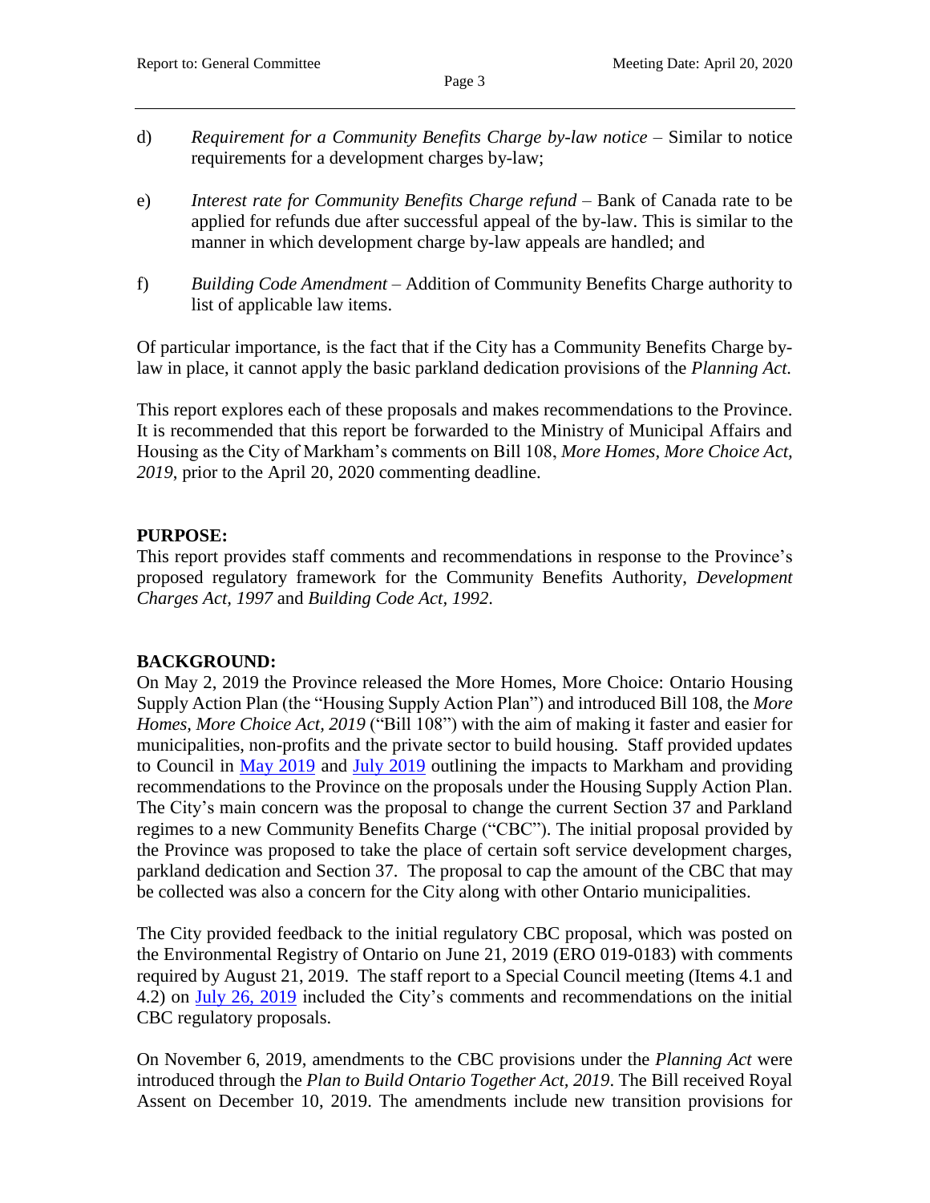d) *Requirement for a Community Benefits Charge by-law notice* – Similar to notice requirements for a development charges by-law;

e) *Interest rate for Community Benefits Charge refund* – Bank of Canada rate to be applied for refunds due after successful appeal of the by-law. This is similar to the manner in which development charge by-law appeals are handled; and

f) *Building Code Amendment* – Addition of Community Benefits Charge authority to list of applicable law items.

Of particular importance, is the fact that if the City has a Community Benefits Charge by-law in place, it cannot apply the basic parkland dedication provisions of the *Planning Act.*

This report explores each of these proposals and makes recommendations to the Province. It is recommended that this report be forwarded to the Ministry of Municipal Affairs and Housing as the City of Markham's comments on Bill 108, *More Homes, More Choice Act, 2019*, prior to the April 20, 2020 commenting deadline.

**PURPOSE:**

This report provides staff comments and recommendations in response to the Province's proposed regulatory framework for the Community Benefits Authority, *Development Charges Act, 1997* and *Building Code Act, 1992*.

**BACKGROUND:**

On May 2, 2019 the Province released the More Homes, More Choice: Ontario Housing Supply Action Plan (the "Housing Supply Action Plan") and introduced Bill 108, the *More Homes, More Choice Act, 2019* ("Bill 108") with the aim of making it faster and easier for municipalities, non-profits and the private sector to build housing. Staff provided updates to Council in May 2019 and July 2019 outlining the impacts to Markham and providing recommendations to the Province on the proposals under the Housing Supply Action Plan. The City's main concern was the proposal to change the current Section 37 and Parkland regimes to a new Community Benefits Charge ("CBC"). The initial proposal provided by the Province was proposed to take the place of certain soft service development charges, parkland dedication and Section 37. The proposal to cap the amount of the CBC that may be collected was also a concern for the City along with other Ontario municipalities.

The City provided feedback to the initial regulatory CBC proposal, which was posted on the Environmental Registry of Ontario on June 21, 2019 (ERO 019-0183) with comments required by August 21, 2019. The staff report to a Special Council meeting (Items 4.1 and 4.2) on July 26, 2019 included the City's comments and recommendations on the initial CBC regulatory proposals.

On November 6, 2019, amendments to the CBC provisions under the *Planning Act* were introduced through the *Plan to Build Ontario Together Act, 2019*. The Bill received Royal Assent on December 10, 2019. The amendments include new transition provisions for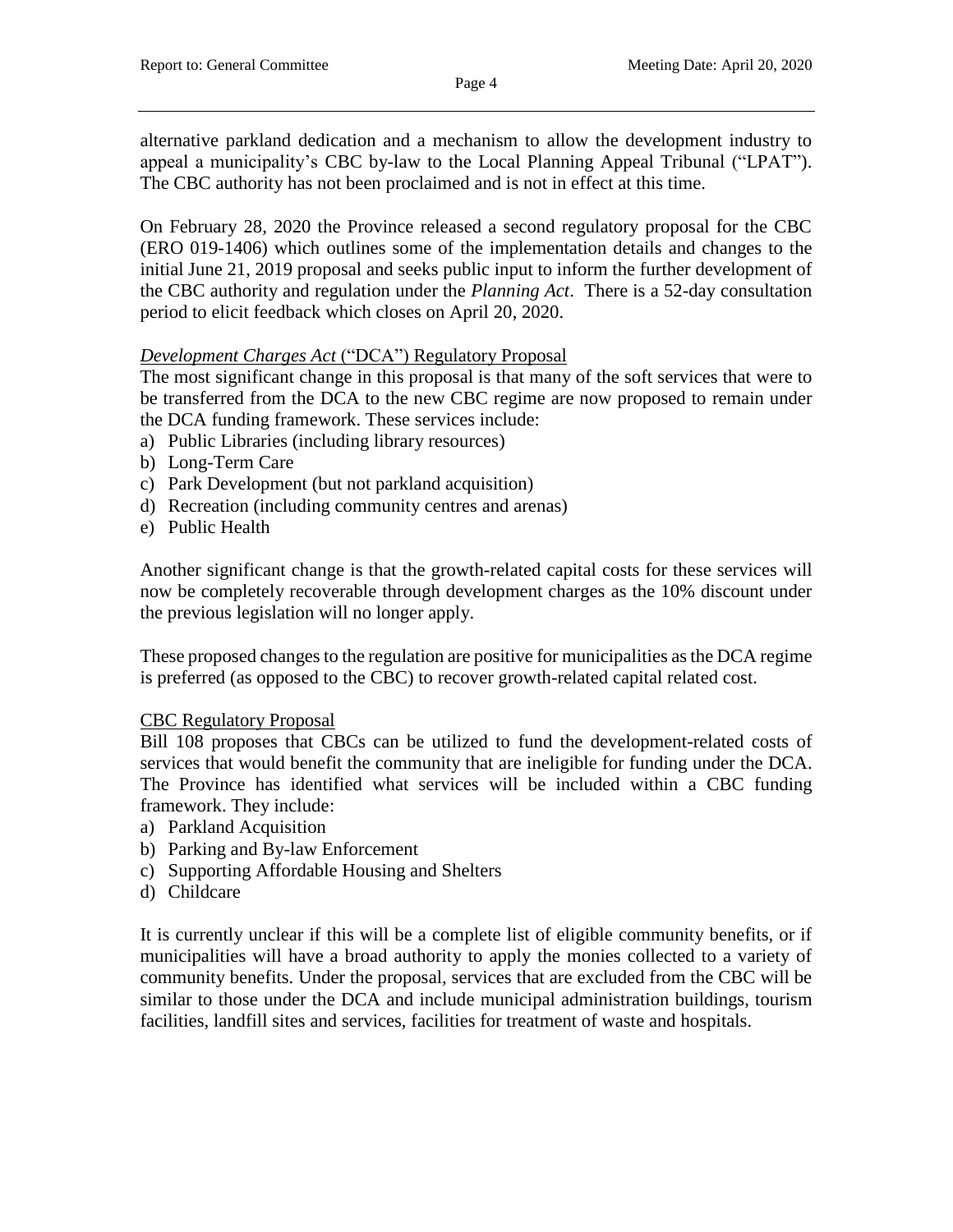alternative parkland dedication and a mechanism to allow the development industry to appeal a municipality's CBC by-law to the Local Planning Appeal Tribunal ("LPAT"). The CBC authority has not been proclaimed and is not in effect at this time.

On February 28, 2020 the Province released a second regulatory proposal for the CBC (ERO 019-1406) which outlines some of the implementation details and changes to the initial June 21, 2019 proposal and seeks public input to inform the further development of the CBC authority and regulation under the *Planning Act*. There is a 52-day consultation period to elicit feedback which closes on April 20, 2020.

*Development Charges Act* ("DCA") Regulatory Proposal

The most significant change in this proposal is that many of the soft services that were to be transferred from the DCA to the new CBC regime are now proposed to remain under the DCA funding framework. These services include:

a) Public Libraries (including library resources)
b) Long-Term Care
c) Park Development (but not parkland acquisition)
d) Recreation (including community centres and arenas)
e) Public Health

Another significant change is that the growth-related capital costs for these services will now be completely recoverable through development charges as the 10% discount under the previous legislation will no longer apply.

These proposed changes to the regulation are positive for municipalities as the DCA regime is preferred (as opposed to the CBC) to recover growth-related capital related cost.

CBC Regulatory Proposal

Bill 108 proposes that CBCs can be utilized to fund the development-related costs of services that would benefit the community that are ineligible for funding under the DCA. The Province has identified what services will be included within a CBC funding framework. They include:

a) Parkland Acquisition
b) Parking and By-law Enforcement
c) Supporting Affordable Housing and Shelters
d) Childcare

It is currently unclear if this will be a complete list of eligible community benefits, or if municipalities will have a broad authority to apply the monies collected to a variety of community benefits. Under the proposal, services that are excluded from the CBC will be similar to those under the DCA and include municipal administration buildings, tourism facilities, landfill sites and services, facilities for treatment of waste and hospitals.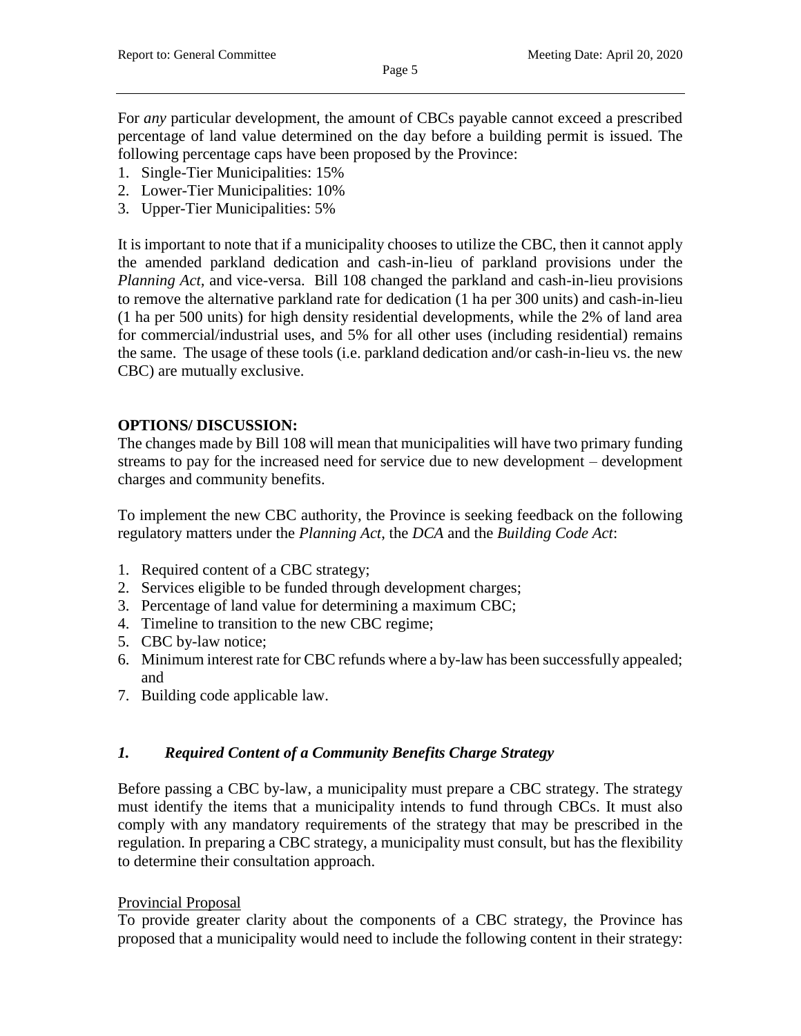For *any* particular development, the amount of CBCs payable cannot exceed a prescribed percentage of land value determined on the day before a building permit is issued. The following percentage caps have been proposed by the Province:

1. Single-Tier Municipalities: 15%
2. Lower-Tier Municipalities: 10%
3. Upper-Tier Municipalities: 5%

It is important to note that if a municipality chooses to utilize the CBC, then it cannot apply the amended parkland dedication and cash-in-lieu of parkland provisions under the *Planning Act*, and vice-versa. Bill 108 changed the parkland and cash-in-lieu provisions to remove the alternative parkland rate for dedication (1 ha per 300 units) and cash-in-lieu (1 ha per 500 units) for high density residential developments, while the 2% of land area for commercial/industrial uses, and 5% for all other uses (including residential) remains the same. The usage of these tools (i.e. parkland dedication and/or cash-in-lieu vs. the new CBC) are mutually exclusive.

**OPTIONS/ DISCUSSION:**

The changes made by Bill 108 will mean that municipalities will have two primary funding streams to pay for the increased need for service due to new development – development charges and community benefits.

To implement the new CBC authority, the Province is seeking feedback on the following regulatory matters under the *Planning Act*, the *DCA* and the *Building Code Act*:

1. Required content of a CBC strategy;
2. Services eligible to be funded through development charges;
3. Percentage of land value for determining a maximum CBC;
4. Timeline to transition to the new CBC regime;
5. CBC by-law notice;
6. Minimum interest rate for CBC refunds where a by-law has been successfully appealed; and
7. Building code applicable law.

### *1. Required Content of a Community Benefits Charge Strategy*

Before passing a CBC by-law, a municipality must prepare a CBC strategy. The strategy must identify the items that a municipality intends to fund through CBCs. It must also comply with any mandatory requirements of the strategy that may be prescribed in the regulation. In preparing a CBC strategy, a municipality must consult, but has the flexibility to determine their consultation approach.

<u>Provincial Proposal</u>

To provide greater clarity about the components of a CBC strategy, the Province has proposed that a municipality would need to include the following content in their strategy: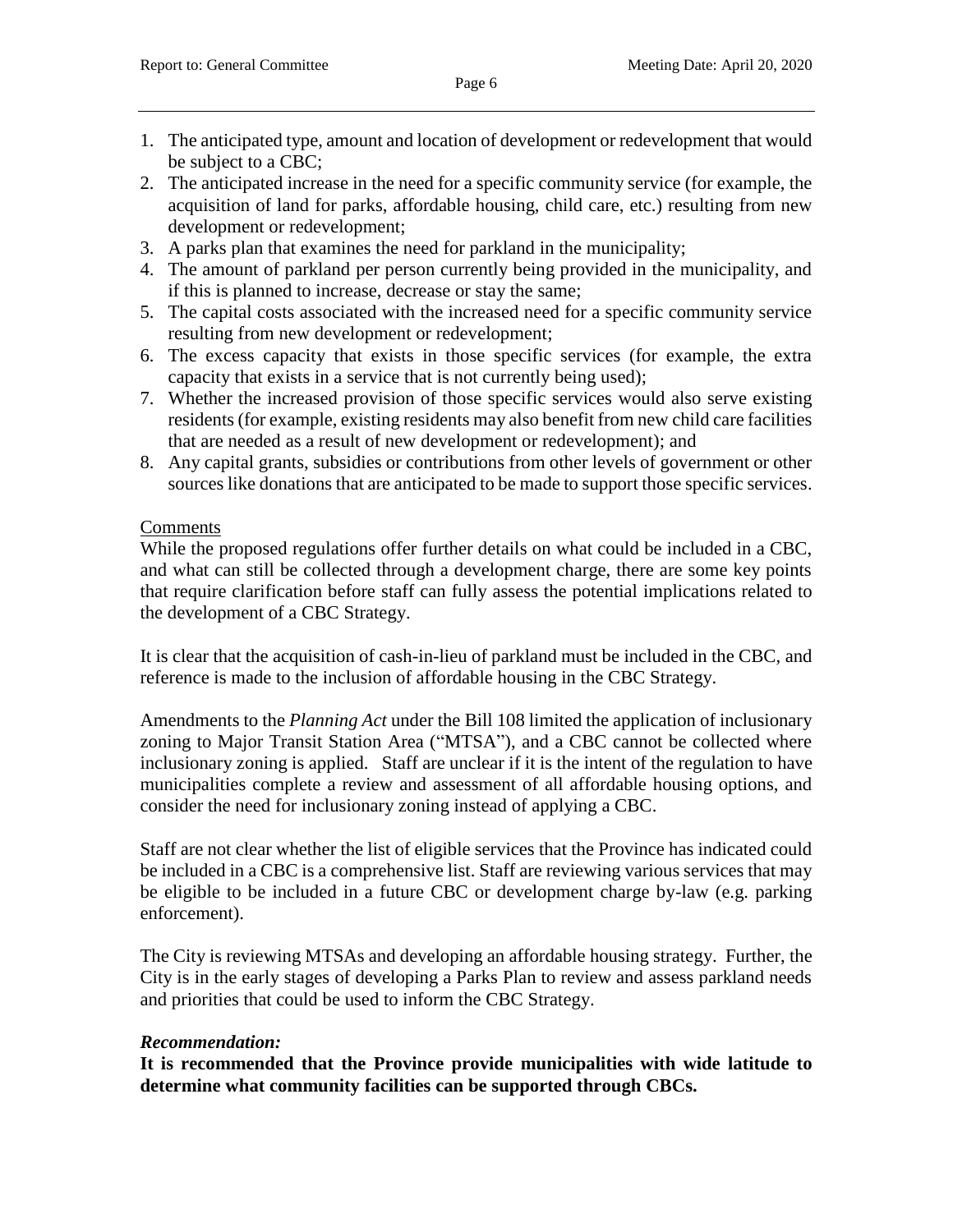1. The anticipated type, amount and location of development or redevelopment that would be subject to a CBC;
2. The anticipated increase in the need for a specific community service (for example, the acquisition of land for parks, affordable housing, child care, etc.) resulting from new development or redevelopment;
3. A parks plan that examines the need for parkland in the municipality;
4. The amount of parkland per person currently being provided in the municipality, and if this is planned to increase, decrease or stay the same;
5. The capital costs associated with the increased need for a specific community service resulting from new development or redevelopment;
6. The excess capacity that exists in those specific services (for example, the extra capacity that exists in a service that is not currently being used);
7. Whether the increased provision of those specific services would also serve existing residents (for example, existing residents may also benefit from new child care facilities that are needed as a result of new development or redevelopment); and
8. Any capital grants, subsidies or contributions from other levels of government or other sources like donations that are anticipated to be made to support those specific services.

Comments

While the proposed regulations offer further details on what could be included in a CBC, and what can still be collected through a development charge, there are some key points that require clarification before staff can fully assess the potential implications related to the development of a CBC Strategy.

It is clear that the acquisition of cash-in-lieu of parkland must be included in the CBC, and reference is made to the inclusion of affordable housing in the CBC Strategy.

Amendments to the *Planning Act* under the Bill 108 limited the application of inclusionary zoning to Major Transit Station Area ("MTSA"), and a CBC cannot be collected where inclusionary zoning is applied. Staff are unclear if it is the intent of the regulation to have municipalities complete a review and assessment of all affordable housing options, and consider the need for inclusionary zoning instead of applying a CBC.

Staff are not clear whether the list of eligible services that the Province has indicated could be included in a CBC is a comprehensive list. Staff are reviewing various services that may be eligible to be included in a future CBC or development charge by-law (e.g. parking enforcement).

The City is reviewing MTSAs and developing an affordable housing strategy. Further, the City is in the early stages of developing a Parks Plan to review and assess parkland needs and priorities that could be used to inform the CBC Strategy.

***Recommendation:***

**It is recommended that the Province provide municipalities with wide latitude to determine what community facilities can be supported through CBCs.**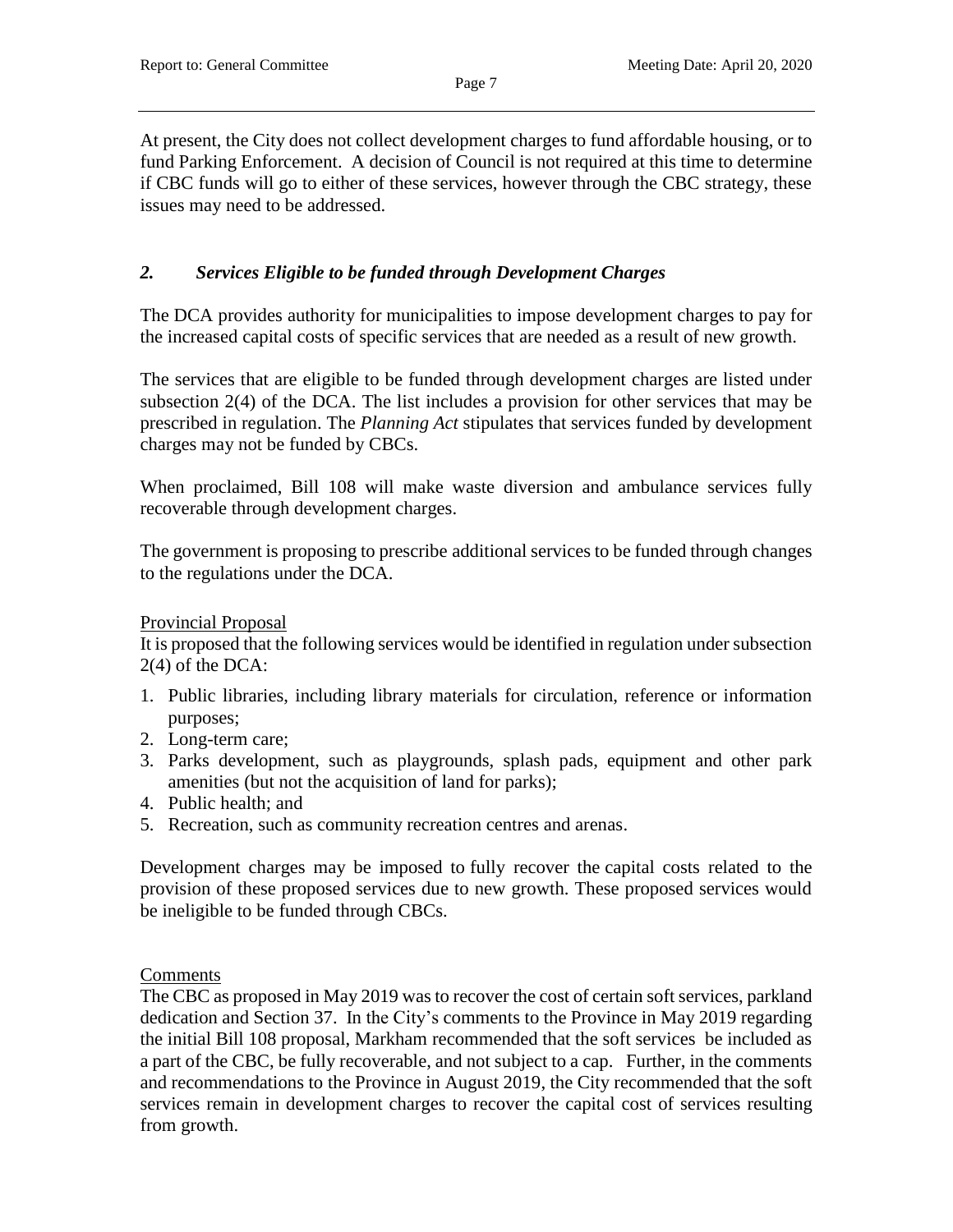At present, the City does not collect development charges to fund affordable housing, or to fund Parking Enforcement. A decision of Council is not required at this time to determine if CBC funds will go to either of these services, however through the CBC strategy, these issues may need to be addressed.

## *2. Services Eligible to be funded through Development Charges*

The DCA provides authority for municipalities to impose development charges to pay for the increased capital costs of specific services that are needed as a result of new growth.

The services that are eligible to be funded through development charges are listed under subsection 2(4) of the DCA. The list includes a provision for other services that may be prescribed in regulation. The *Planning Act* stipulates that services funded by development charges may not be funded by CBCs.

When proclaimed, Bill 108 will make waste diversion and ambulance services fully recoverable through development charges.

The government is proposing to prescribe additional services to be funded through changes to the regulations under the DCA.

Provincial Proposal

It is proposed that the following services would be identified in regulation under subsection 2(4) of the DCA:

1. Public libraries, including library materials for circulation, reference or information purposes;
2. Long-term care;
3. Parks development, such as playgrounds, splash pads, equipment and other park amenities (but not the acquisition of land for parks);
4. Public health; and
5. Recreation, such as community recreation centres and arenas.

Development charges may be imposed to fully recover the capital costs related to the provision of these proposed services due to new growth. These proposed services would be ineligible to be funded through CBCs.

Comments

The CBC as proposed in May 2019 was to recover the cost of certain soft services, parkland dedication and Section 37. In the City's comments to the Province in May 2019 regarding the initial Bill 108 proposal, Markham recommended that the soft services be included as a part of the CBC, be fully recoverable, and not subject to a cap. Further, in the comments and recommendations to the Province in August 2019, the City recommended that the soft services remain in development charges to recover the capital cost of services resulting from growth.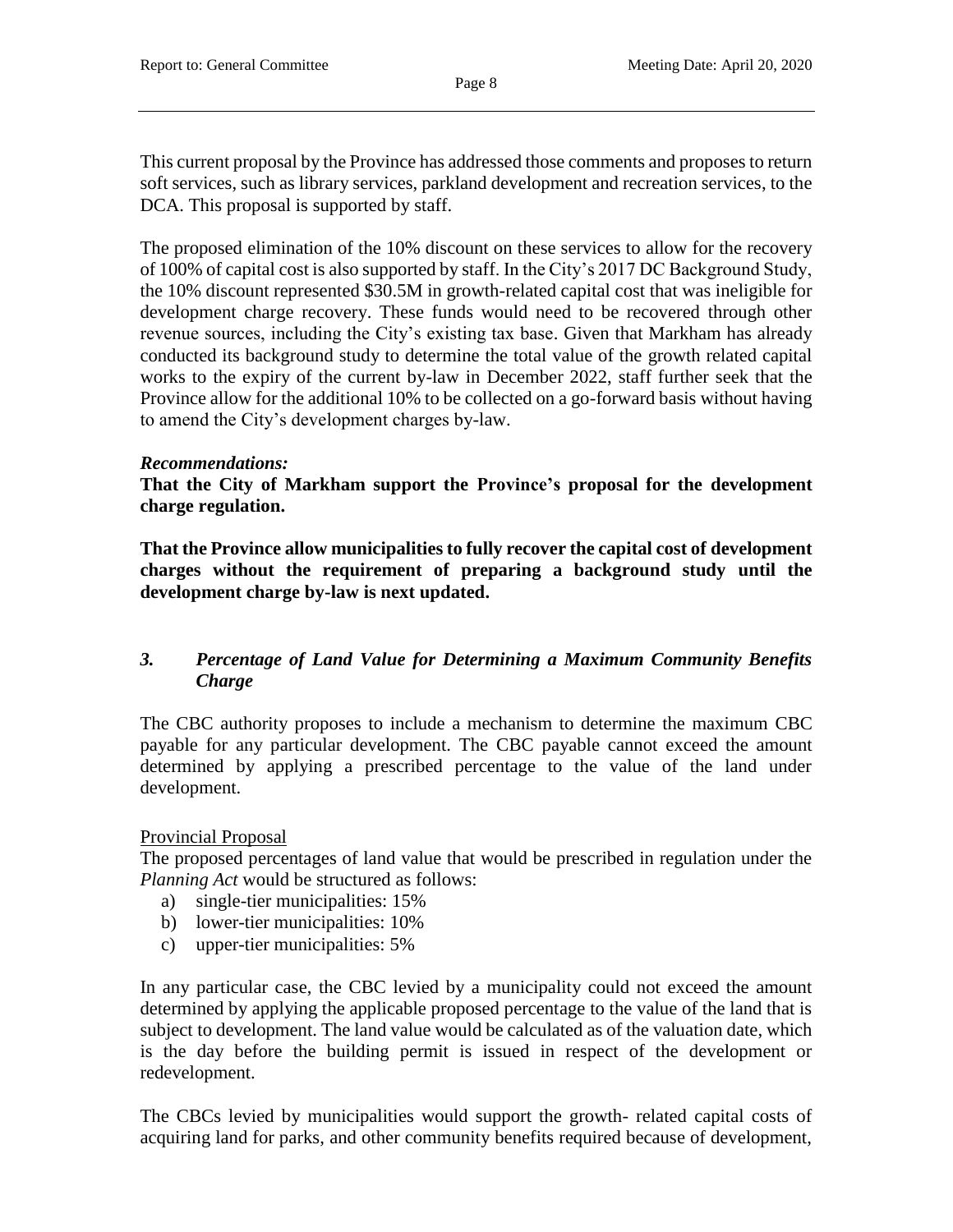This current proposal by the Province has addressed those comments and proposes to return soft services, such as library services, parkland development and recreation services, to the DCA. This proposal is supported by staff.

The proposed elimination of the 10% discount on these services to allow for the recovery of 100% of capital cost is also supported by staff. In the City's 2017 DC Background Study, the 10% discount represented $30.5M in growth-related capital cost that was ineligible for development charge recovery. These funds would need to be recovered through other revenue sources, including the City's existing tax base. Given that Markham has already conducted its background study to determine the total value of the growth related capital works to the expiry of the current by-law in December 2022, staff further seek that the Province allow for the additional 10% to be collected on a go-forward basis without having to amend the City's development charges by-law.

***Recommendations:***

**That the City of Markham support the Province's proposal for the development charge regulation.**

**That the Province allow municipalities to fully recover the capital cost of development charges without the requirement of preparing a background study until the development charge by-law is next updated.**

### *3. Percentage of Land Value for Determining a Maximum Community Benefits Charge*

The CBC authority proposes to include a mechanism to determine the maximum CBC payable for any particular development. The CBC payable cannot exceed the amount determined by applying a prescribed percentage to the value of the land under development.

Provincial Proposal

The proposed percentages of land value that would be prescribed in regulation under the *Planning Act* would be structured as follows:

a) single-tier municipalities: 15%
b) lower-tier municipalities: 10%
c) upper-tier municipalities: 5%

In any particular case, the CBC levied by a municipality could not exceed the amount determined by applying the applicable proposed percentage to the value of the land that is subject to development. The land value would be calculated as of the valuation date, which is the day before the building permit is issued in respect of the development or redevelopment.

The CBCs levied by municipalities would support the growth- related capital costs of acquiring land for parks, and other community benefits required because of development,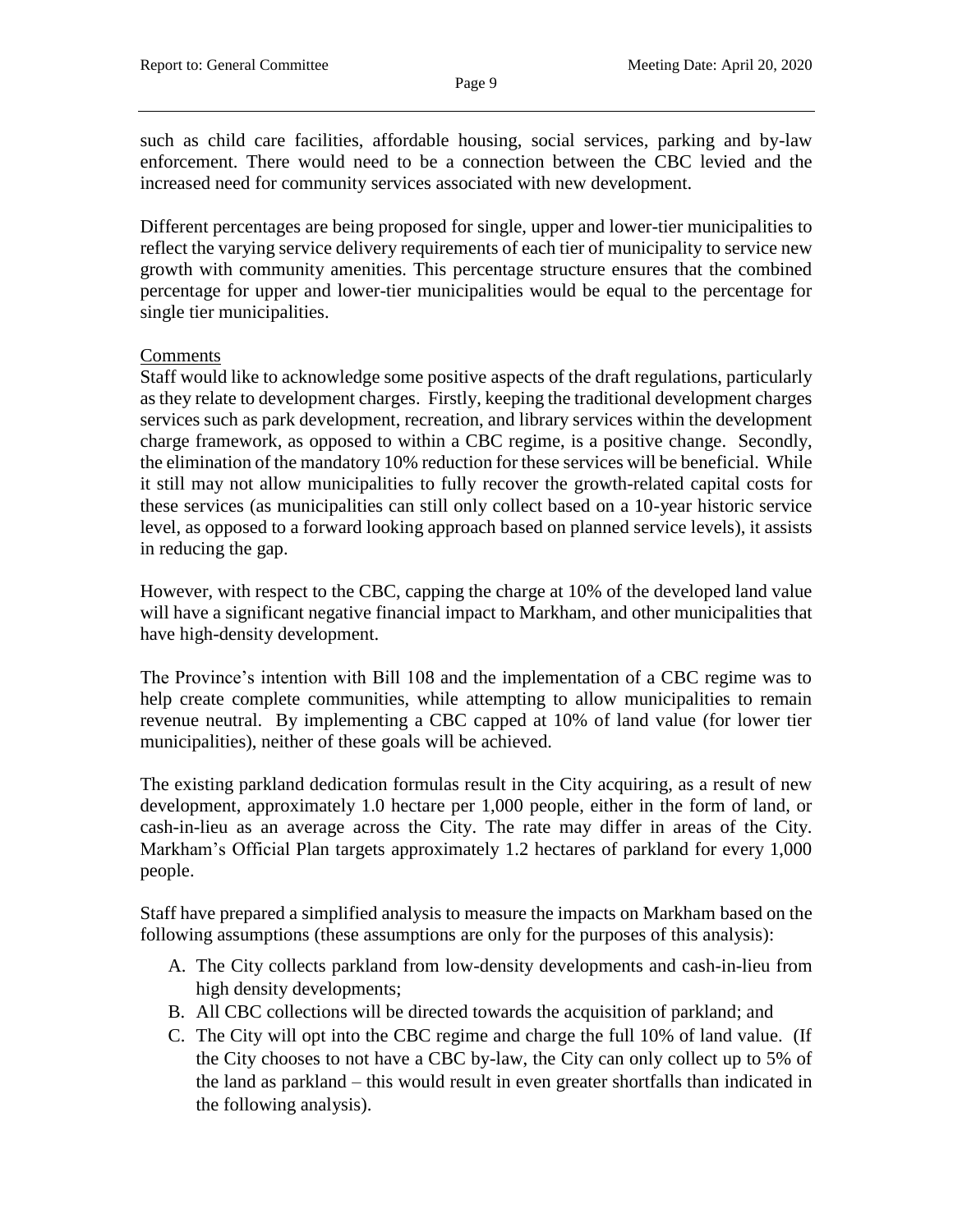such as child care facilities, affordable housing, social services, parking and by-law enforcement. There would need to be a connection between the CBC levied and the increased need for community services associated with new development.

Different percentages are being proposed for single, upper and lower-tier municipalities to reflect the varying service delivery requirements of each tier of municipality to service new growth with community amenities. This percentage structure ensures that the combined percentage for upper and lower-tier municipalities would be equal to the percentage for single tier municipalities.

Comments

Staff would like to acknowledge some positive aspects of the draft regulations, particularly as they relate to development charges. Firstly, keeping the traditional development charges services such as park development, recreation, and library services within the development charge framework, as opposed to within a CBC regime, is a positive change. Secondly, the elimination of the mandatory 10% reduction for these services will be beneficial. While it still may not allow municipalities to fully recover the growth-related capital costs for these services (as municipalities can still only collect based on a 10-year historic service level, as opposed to a forward looking approach based on planned service levels), it assists in reducing the gap.

However, with respect to the CBC, capping the charge at 10% of the developed land value will have a significant negative financial impact to Markham, and other municipalities that have high-density development.

The Province's intention with Bill 108 and the implementation of a CBC regime was to help create complete communities, while attempting to allow municipalities to remain revenue neutral. By implementing a CBC capped at 10% of land value (for lower tier municipalities), neither of these goals will be achieved.

The existing parkland dedication formulas result in the City acquiring, as a result of new development, approximately 1.0 hectare per 1,000 people, either in the form of land, or cash-in-lieu as an average across the City. The rate may differ in areas of the City. Markham's Official Plan targets approximately 1.2 hectares of parkland for every 1,000 people.

Staff have prepared a simplified analysis to measure the impacts on Markham based on the following assumptions (these assumptions are only for the purposes of this analysis):

A. The City collects parkland from low-density developments and cash-in-lieu from high density developments;
B. All CBC collections will be directed towards the acquisition of parkland; and
C. The City will opt into the CBC regime and charge the full 10% of land value. (If the City chooses to not have a CBC by-law, the City can only collect up to 5% of the land as parkland – this would result in even greater shortfalls than indicated in the following analysis).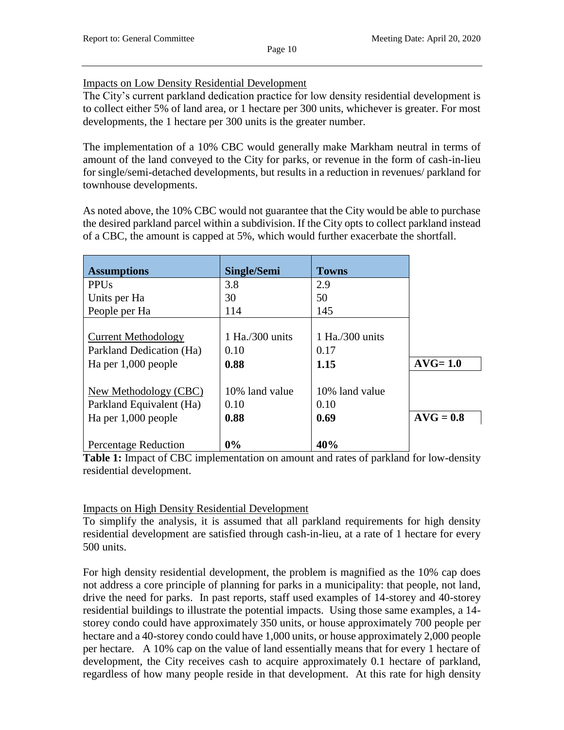Impacts on Low Density Residential Development

The City's current parkland dedication practice for low density residential development is to collect either 5% of land area, or 1 hectare per 300 units, whichever is greater. For most developments, the 1 hectare per 300 units is the greater number.

The implementation of a 10% CBC would generally make Markham neutral in terms of amount of the land conveyed to the City for parks, or revenue in the form of cash-in-lieu for single/semi-detached developments, but results in a reduction in revenues/ parkland for townhouse developments.

As noted above, the 10% CBC would not guarantee that the City would be able to purchase the desired parkland parcel within a subdivision. If the City opts to collect parkland instead of a CBC, the amount is capped at 5%, which would further exacerbate the shortfall.

| **Assumptions** | **Single/Semi** | **Towns** | |
|---|---|---|---|
| PPUs | 3.8 | 2.9 | |
| Units per Ha | 30 | 50 | |
| People per Ha | 114 | 145 | |
| Current Methodology | 1 Ha./300 units | 1 Ha./300 units | |
| Parkland Dedication (Ha) | 0.10 | 0.17 | |
| Ha per 1,000 people | **0.88** | **1.15** | **AVG= 1.0** |
| New Methodology (CBC) | 10% land value | 10% land value | |
| Parkland Equivalent (Ha) | 0.10 | 0.10 | |
| Ha per 1,000 people | **0.88** | **0.69** | **AVG = 0.8** |
| Percentage Reduction | **0%** | **40%** | |

**Table 1:** Impact of CBC implementation on amount and rates of parkland for low-density residential development.

Impacts on High Density Residential Development

To simplify the analysis, it is assumed that all parkland requirements for high density residential development are satisfied through cash-in-lieu, at a rate of 1 hectare for every 500 units.

For high density residential development, the problem is magnified as the 10% cap does not address a core principle of planning for parks in a municipality: that people, not land, drive the need for parks. In past reports, staff used examples of 14-storey and 40-storey residential buildings to illustrate the potential impacts. Using those same examples, a 14-storey condo could have approximately 350 units, or house approximately 700 people per hectare and a 40-storey condo could have 1,000 units, or house approximately 2,000 people per hectare. A 10% cap on the value of land essentially means that for every 1 hectare of development, the City receives cash to acquire approximately 0.1 hectare of parkland, regardless of how many people reside in that development. At this rate for high density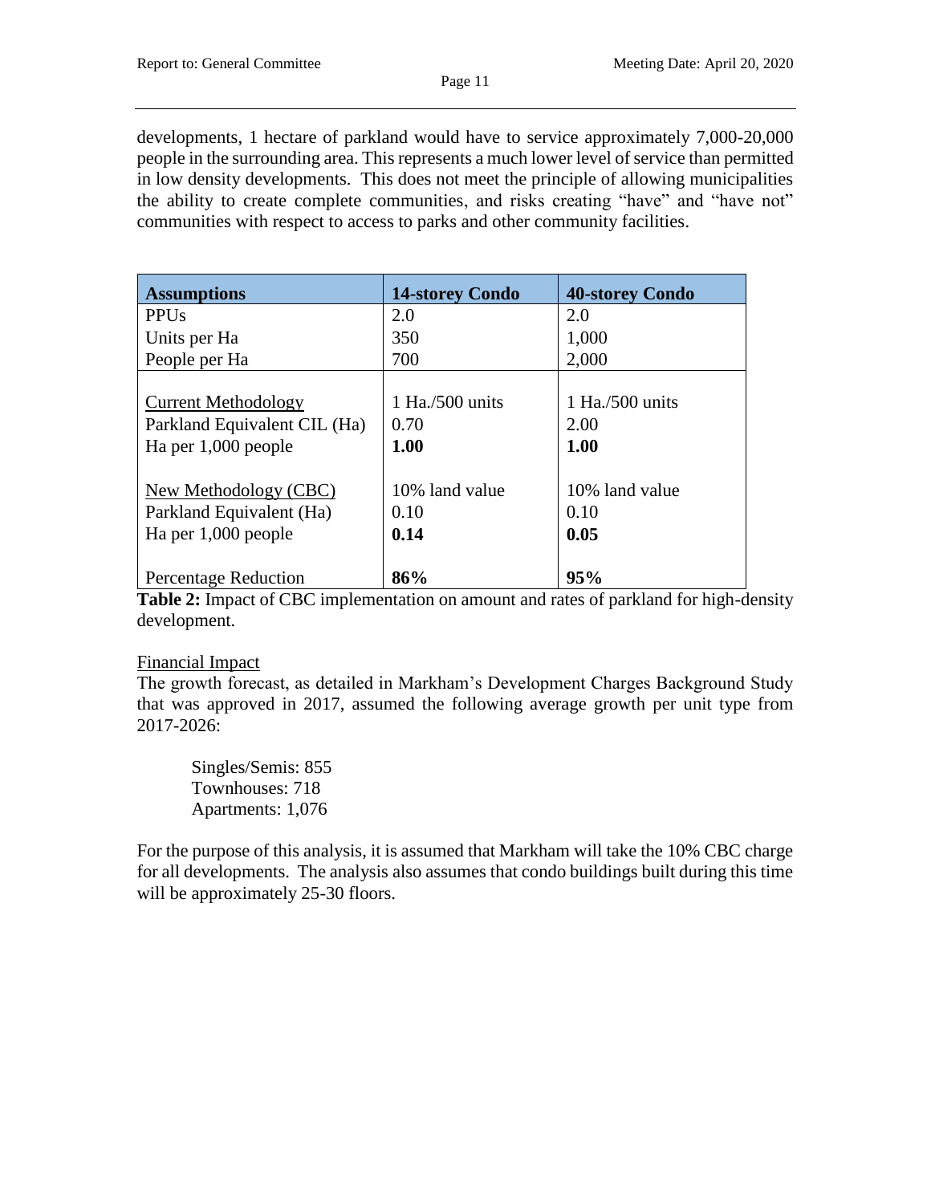developments, 1 hectare of parkland would have to service approximately 7,000-20,000 people in the surrounding area. This represents a much lower level of service than permitted in low density developments. This does not meet the principle of allowing municipalities the ability to create complete communities, and risks creating "have" and "have not" communities with respect to access to parks and other community facilities.

| Assumptions | 14-storey Condo | 40-storey Condo |
|---|---|---|
| PPUs | 2.0 | 2.0 |
| Units per Ha | 350 | 1,000 |
| People per Ha | 700 | 2,000 |
| | | |
| Current Methodology | 1 Ha./500 units | 1 Ha./500 units |
| Parkland Equivalent CIL (Ha) | 0.70 | 2.00 |
| Ha per 1,000 people | **1.00** | **1.00** |
| | | |
| New Methodology (CBC) | 10% land value | 10% land value |
| Parkland Equivalent (Ha) | 0.10 | 0.10 |
| Ha per 1,000 people | **0.14** | **0.05** |
| | | |
| Percentage Reduction | **86%** | **95%** |

**Table 2:** Impact of CBC implementation on amount and rates of parkland for high-density development.

Financial Impact

The growth forecast, as detailed in Markham's Development Charges Background Study that was approved in 2017, assumed the following average growth per unit type from 2017-2026:

Singles/Semis: 855
Townhouses: 718
Apartments: 1,076

For the purpose of this analysis, it is assumed that Markham will take the 10% CBC charge for all developments. The analysis also assumes that condo buildings built during this time will be approximately 25-30 floors.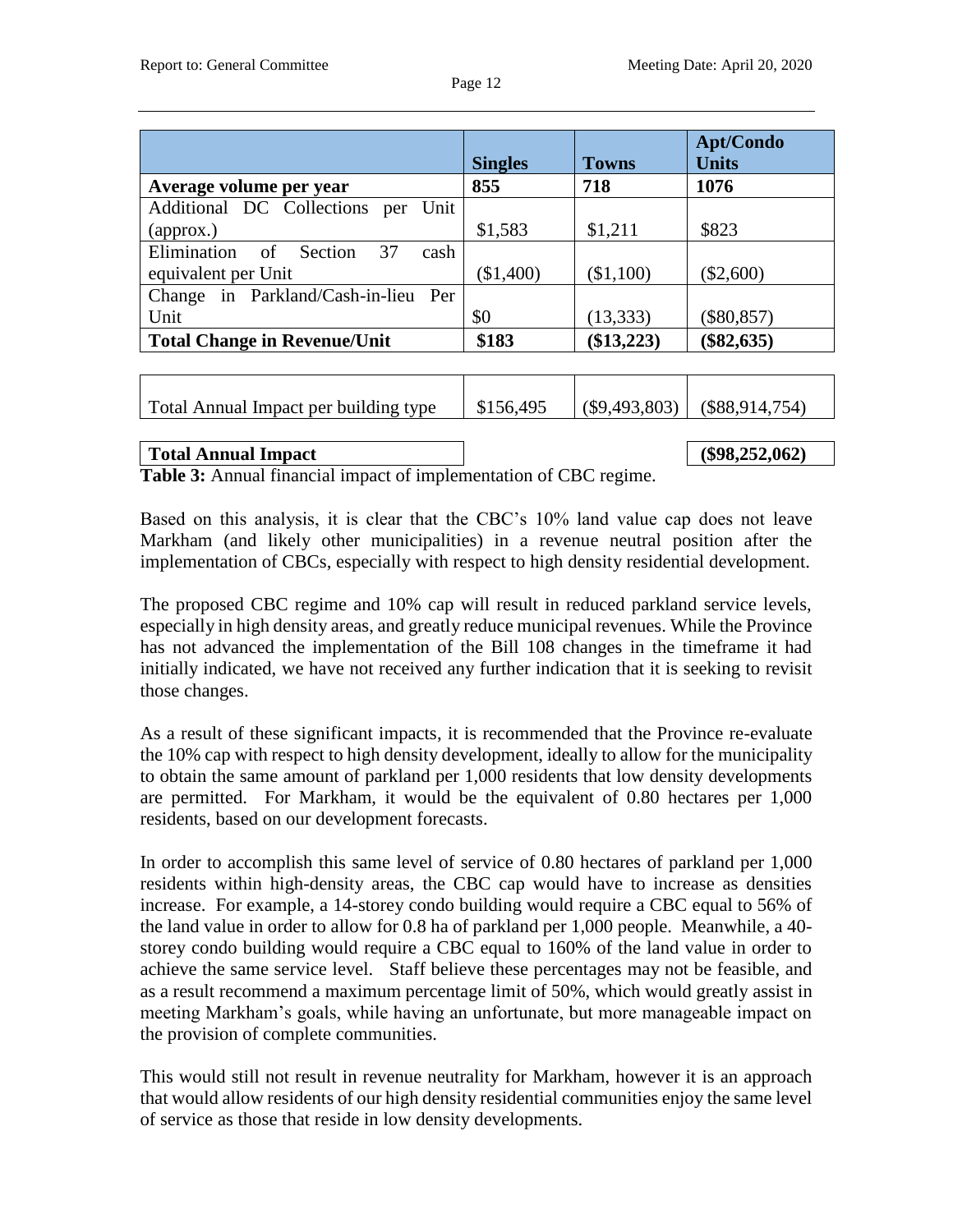| | Singles | Towns | Apt/Condo Units |
|---|---|---|---|
| **Average volume per year** | **855** | **718** | **1076** |
| Additional DC Collections per Unit (approx.) | $1,583 | $1,211 | $823 |
| Elimination of Section 37 cash equivalent per Unit | ($1,400) | ($1,100) | ($2,600) |
| Change in Parkland/Cash-in-lieu Per Unit | $0 | (13,333) | ($80,857) |
| **Total Change in Revenue/Unit** | **$183** | **($13,223)** | **($82,635)** |
| Total Annual Impact per building type | $156,495 | ($9,493,803) | ($88,914,754) |
| **Total Annual Impact** | | | **($98,252,062)** |

**Table 3:** Annual financial impact of implementation of CBC regime.

Based on this analysis, it is clear that the CBC's 10% land value cap does not leave Markham (and likely other municipalities) in a revenue neutral position after the implementation of CBCs, especially with respect to high density residential development.

The proposed CBC regime and 10% cap will result in reduced parkland service levels, especially in high density areas, and greatly reduce municipal revenues. While the Province has not advanced the implementation of the Bill 108 changes in the timeframe it had initially indicated, we have not received any further indication that it is seeking to revisit those changes.

As a result of these significant impacts, it is recommended that the Province re-evaluate the 10% cap with respect to high density development, ideally to allow for the municipality to obtain the same amount of parkland per 1,000 residents that low density developments are permitted. For Markham, it would be the equivalent of 0.80 hectares per 1,000 residents, based on our development forecasts.

In order to accomplish this same level of service of 0.80 hectares of parkland per 1,000 residents within high-density areas, the CBC cap would have to increase as densities increase. For example, a 14-storey condo building would require a CBC equal to 56% of the land value in order to allow for 0.8 ha of parkland per 1,000 people. Meanwhile, a 40-storey condo building would require a CBC equal to 160% of the land value in order to achieve the same service level. Staff believe these percentages may not be feasible, and as a result recommend a maximum percentage limit of 50%, which would greatly assist in meeting Markham's goals, while having an unfortunate, but more manageable impact on the provision of complete communities.

This would still not result in revenue neutrality for Markham, however it is an approach that would allow residents of our high density residential communities enjoy the same level of service as those that reside in low density developments.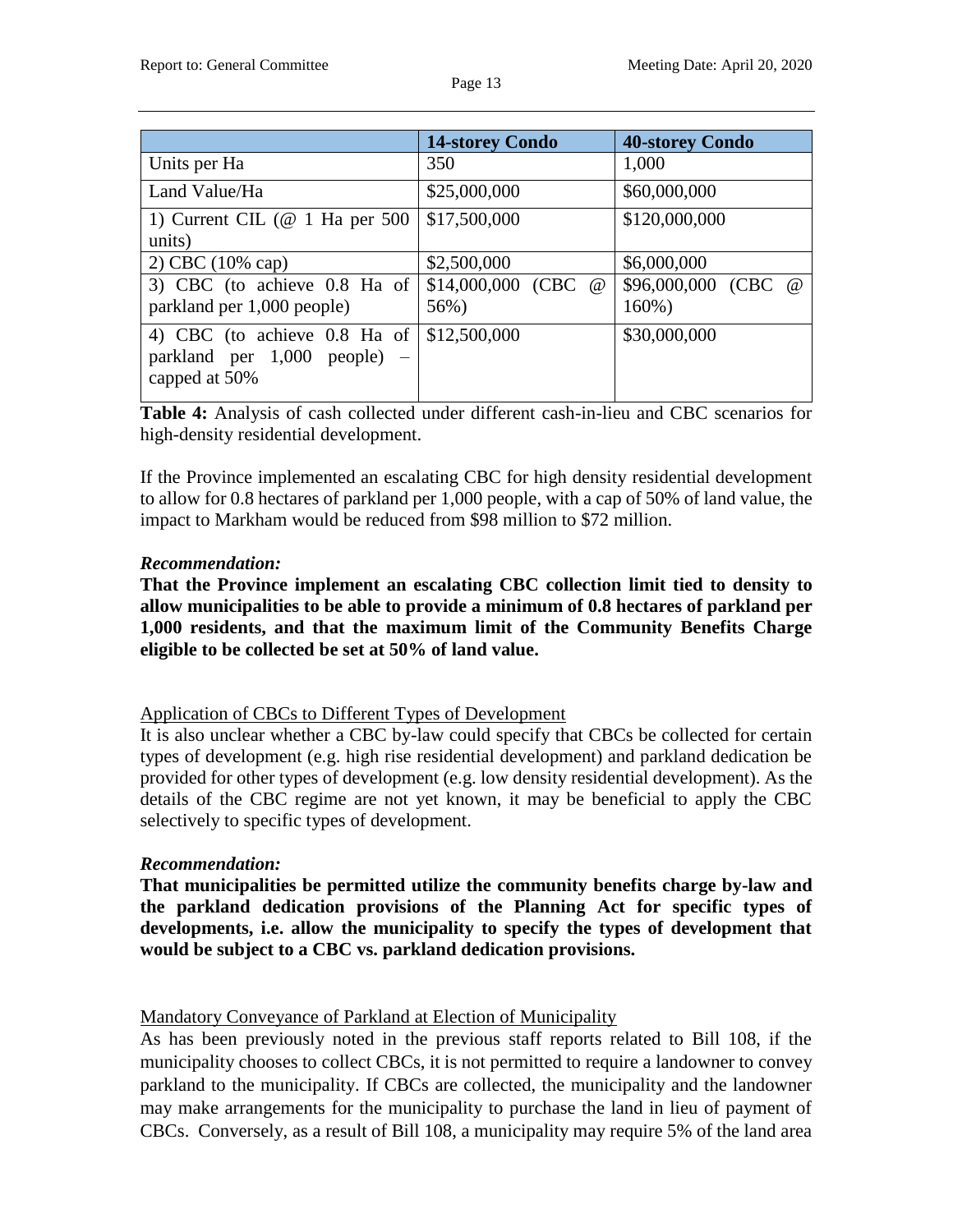| | 14-storey Condo | 40-storey Condo |
|---|---|---|
| Units per Ha | 350 | 1,000 |
| Land Value/Ha | $25,000,000 | $60,000,000 |
| 1) Current CIL (@ 1 Ha per 500 units) | $17,500,000 | $120,000,000 |
| 2) CBC (10% cap) | $2,500,000 | $6,000,000 |
| 3) CBC (to achieve 0.8 Ha of parkland per 1,000 people) | $14,000,000 (CBC @ 56%) | $96,000,000 (CBC @ 160%) |
| 4) CBC (to achieve 0.8 Ha of parkland per 1,000 people) – capped at 50% | $12,500,000 | $30,000,000 |

**Table 4:** Analysis of cash collected under different cash-in-lieu and CBC scenarios for high-density residential development.

If the Province implemented an escalating CBC for high density residential development to allow for 0.8 hectares of parkland per 1,000 people, with a cap of 50% of land value, the impact to Markham would be reduced from $98 million to $72 million.

***Recommendation:***

**That the Province implement an escalating CBC collection limit tied to density to allow municipalities to be able to provide a minimum of 0.8 hectares of parkland per 1,000 residents, and that the maximum limit of the Community Benefits Charge eligible to be collected be set at 50% of land value.**

Application of CBCs to Different Types of Development

It is also unclear whether a CBC by-law could specify that CBCs be collected for certain types of development (e.g. high rise residential development) and parkland dedication be provided for other types of development (e.g. low density residential development). As the details of the CBC regime are not yet known, it may be beneficial to apply the CBC selectively to specific types of development.

***Recommendation:***

**That municipalities be permitted utilize the community benefits charge by-law and the parkland dedication provisions of the Planning Act for specific types of developments, i.e. allow the municipality to specify the types of development that would be subject to a CBC vs. parkland dedication provisions.**

Mandatory Conveyance of Parkland at Election of Municipality

As has been previously noted in the previous staff reports related to Bill 108, if the municipality chooses to collect CBCs, it is not permitted to require a landowner to convey parkland to the municipality. If CBCs are collected, the municipality and the landowner may make arrangements for the municipality to purchase the land in lieu of payment of CBCs. Conversely, as a result of Bill 108, a municipality may require 5% of the land area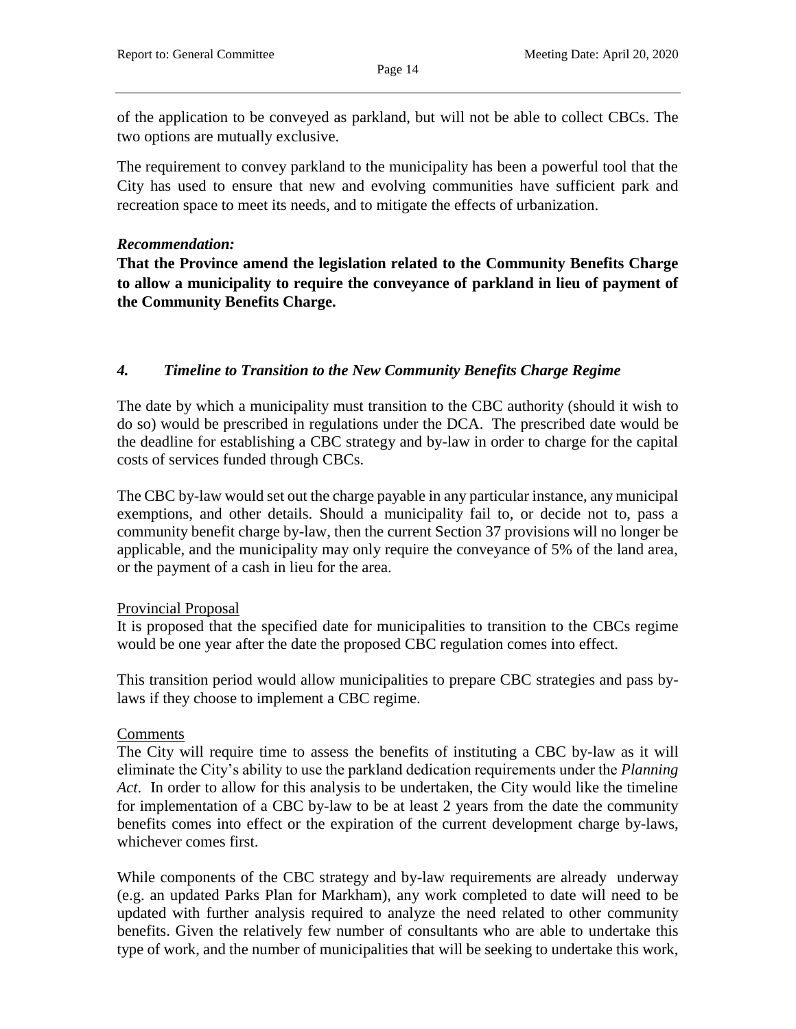of the application to be conveyed as parkland, but will not be able to collect CBCs. The two options are mutually exclusive.

The requirement to convey parkland to the municipality has been a powerful tool that the City has used to ensure that new and evolving communities have sufficient park and recreation space to meet its needs, and to mitigate the effects of urbanization.

***Recommendation:***

**That the Province amend the legislation related to the Community Benefits Charge to allow a municipality to require the conveyance of parkland in lieu of payment of the Community Benefits Charge.**

### *4. Timeline to Transition to the New Community Benefits Charge Regime*

The date by which a municipality must transition to the CBC authority (should it wish to do so) would be prescribed in regulations under the DCA. The prescribed date would be the deadline for establishing a CBC strategy and by-law in order to charge for the capital costs of services funded through CBCs.

The CBC by-law would set out the charge payable in any particular instance, any municipal exemptions, and other details. Should a municipality fail to, or decide not to, pass a community benefit charge by-law, then the current Section 37 provisions will no longer be applicable, and the municipality may only require the conveyance of 5% of the land area, or the payment of a cash in lieu for the area.

<u>Provincial Proposal</u>

It is proposed that the specified date for municipalities to transition to the CBCs regime would be one year after the date the proposed CBC regulation comes into effect.

This transition period would allow municipalities to prepare CBC strategies and pass by-laws if they choose to implement a CBC regime.

<u>Comments</u>

The City will require time to assess the benefits of instituting a CBC by-law as it will eliminate the City's ability to use the parkland dedication requirements under the *Planning Act*. In order to allow for this analysis to be undertaken, the City would like the timeline for implementation of a CBC by-law to be at least 2 years from the date the community benefits comes into effect or the expiration of the current development charge by-laws, whichever comes first.

While components of the CBC strategy and by-law requirements are already underway (e.g. an updated Parks Plan for Markham), any work completed to date will need to be updated with further analysis required to analyze the need related to other community benefits. Given the relatively few number of consultants who are able to undertake this type of work, and the number of municipalities that will be seeking to undertake this work,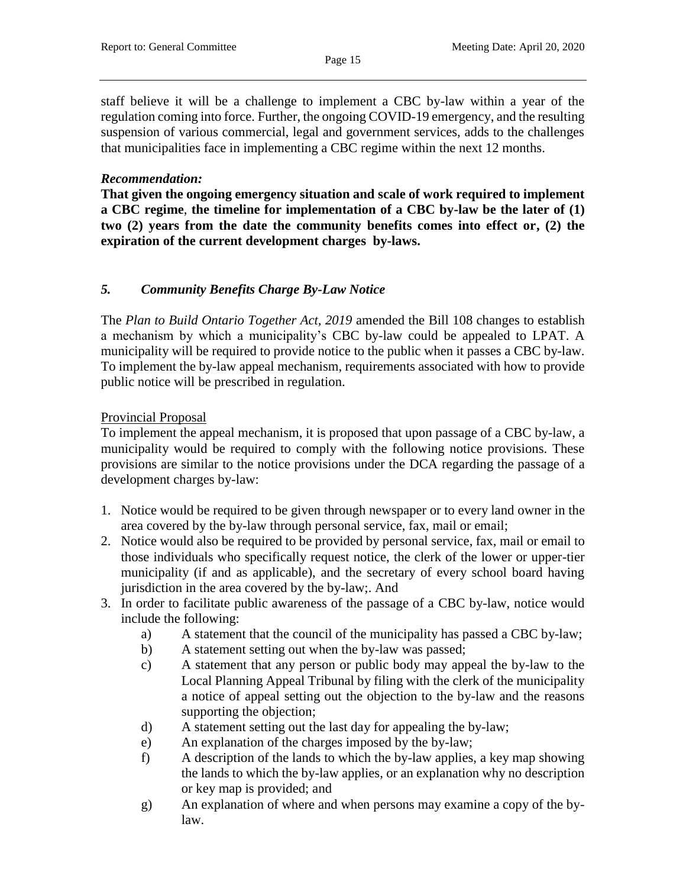staff believe it will be a challenge to implement a CBC by-law within a year of the regulation coming into force. Further, the ongoing COVID-19 emergency, and the resulting suspension of various commercial, legal and government services, adds to the challenges that municipalities face in implementing a CBC regime within the next 12 months.

***Recommendation:***

**That given the ongoing emergency situation and scale of work required to implement a CBC regime, the timeline for implementation of a CBC by-law be the later of (1) two (2) years from the date the community benefits comes into effect or, (2) the expiration of the current development charges by-laws.**

### *5. Community Benefits Charge By-Law Notice*

The *Plan to Build Ontario Together Act, 2019* amended the Bill 108 changes to establish a mechanism by which a municipality's CBC by-law could be appealed to LPAT. A municipality will be required to provide notice to the public when it passes a CBC by-law. To implement the by-law appeal mechanism, requirements associated with how to provide public notice will be prescribed in regulation.

<u>Provincial Proposal</u>

To implement the appeal mechanism, it is proposed that upon passage of a CBC by-law, a municipality would be required to comply with the following notice provisions. These provisions are similar to the notice provisions under the DCA regarding the passage of a development charges by-law:

1. Notice would be required to be given through newspaper or to every land owner in the area covered by the by-law through personal service, fax, mail or email;
2. Notice would also be required to be provided by personal service, fax, mail or email to those individuals who specifically request notice, the clerk of the lower or upper-tier municipality (if and as applicable), and the secretary of every school board having jurisdiction in the area covered by the by-law;. And
3. In order to facilitate public awareness of the passage of a CBC by-law, notice would include the following:
   a) A statement that the council of the municipality has passed a CBC by-law;
   b) A statement setting out when the by-law was passed;
   c) A statement that any person or public body may appeal the by-law to the Local Planning Appeal Tribunal by filing with the clerk of the municipality a notice of appeal setting out the objection to the by-law and the reasons supporting the objection;
   d) A statement setting out the last day for appealing the by-law;
   e) An explanation of the charges imposed by the by-law;
   f) A description of the lands to which the by-law applies, a key map showing the lands to which the by-law applies, or an explanation why no description or key map is provided; and
   g) An explanation of where and when persons may examine a copy of the by-law.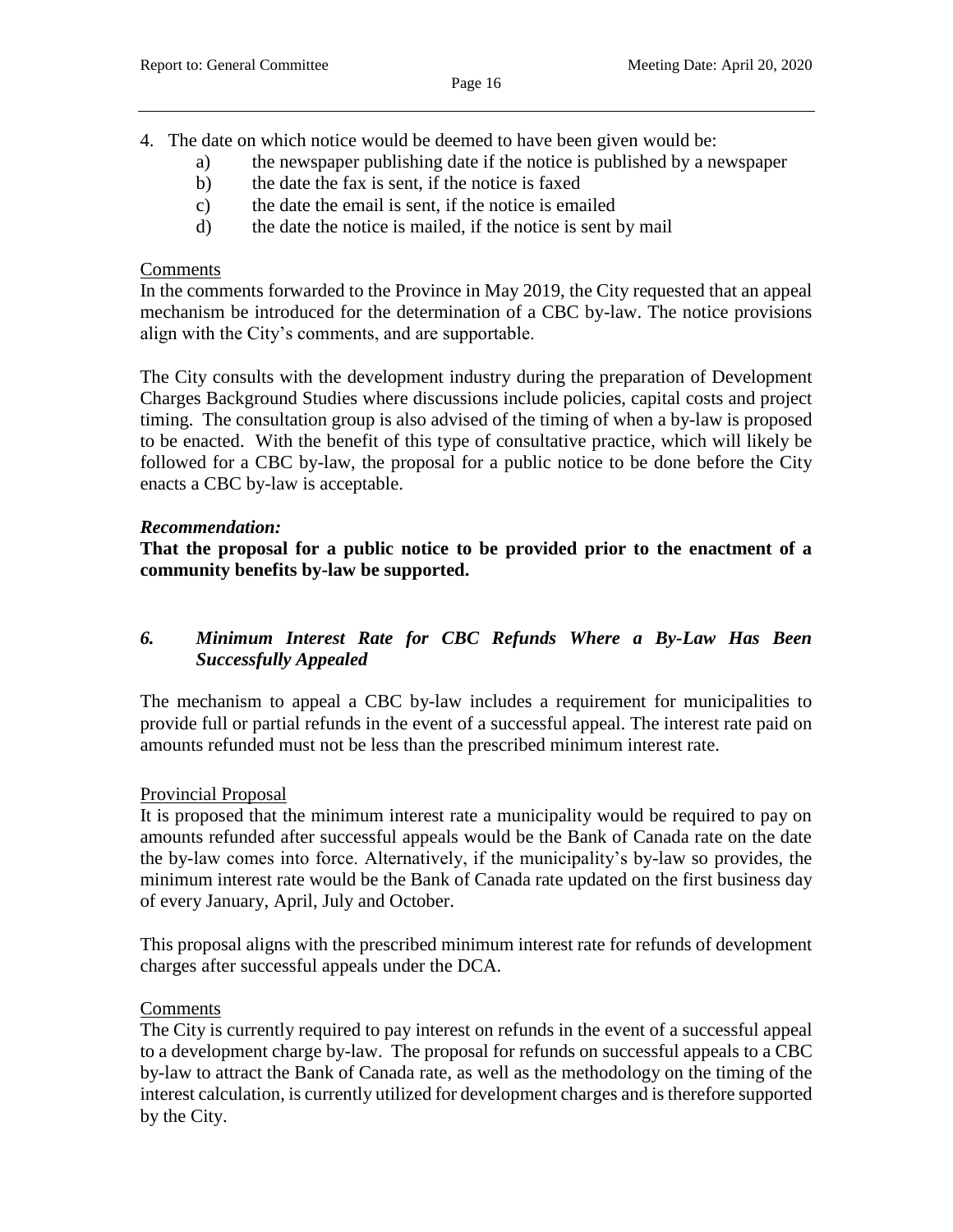4. The date on which notice would be deemed to have been given would be:
   a) the newspaper publishing date if the notice is published by a newspaper
   b) the date the fax is sent, if the notice is faxed
   c) the date the email is sent, if the notice is emailed
   d) the date the notice is mailed, if the notice is sent by mail

Comments

In the comments forwarded to the Province in May 2019, the City requested that an appeal mechanism be introduced for the determination of a CBC by-law. The notice provisions align with the City's comments, and are supportable.

The City consults with the development industry during the preparation of Development Charges Background Studies where discussions include policies, capital costs and project timing. The consultation group is also advised of the timing of when a by-law is proposed to be enacted. With the benefit of this type of consultative practice, which will likely be followed for a CBC by-law, the proposal for a public notice to be done before the City enacts a CBC by-law is acceptable.

***Recommendation:***

**That the proposal for a public notice to be provided prior to the enactment of a community benefits by-law be supported.**

### *6. Minimum Interest Rate for CBC Refunds Where a By-Law Has Been Successfully Appealed*

The mechanism to appeal a CBC by-law includes a requirement for municipalities to provide full or partial refunds in the event of a successful appeal. The interest rate paid on amounts refunded must not be less than the prescribed minimum interest rate.

Provincial Proposal

It is proposed that the minimum interest rate a municipality would be required to pay on amounts refunded after successful appeals would be the Bank of Canada rate on the date the by-law comes into force. Alternatively, if the municipality's by-law so provides, the minimum interest rate would be the Bank of Canada rate updated on the first business day of every January, April, July and October.

This proposal aligns with the prescribed minimum interest rate for refunds of development charges after successful appeals under the DCA.

Comments

The City is currently required to pay interest on refunds in the event of a successful appeal to a development charge by-law. The proposal for refunds on successful appeals to a CBC by-law to attract the Bank of Canada rate, as well as the methodology on the timing of the interest calculation, is currently utilized for development charges and is therefore supported by the City.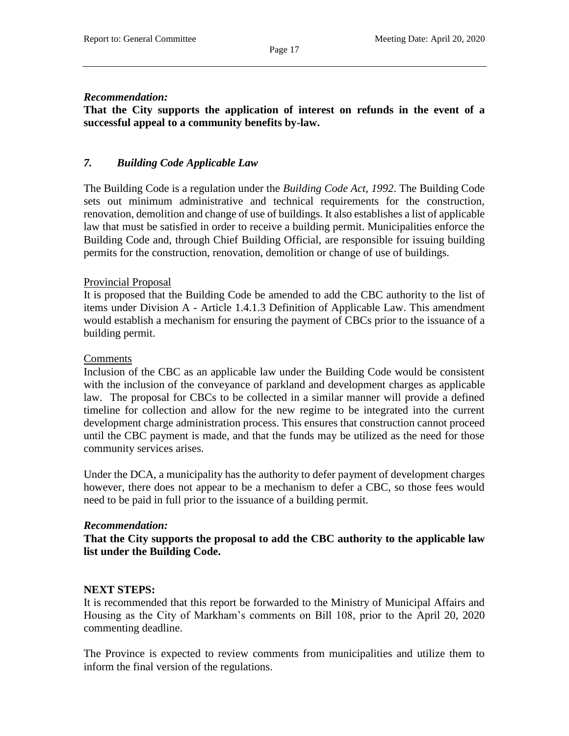***Recommendation:***

**That the City supports the application of interest on refunds in the event of a successful appeal to a community benefits by-law.**

### *7. Building Code Applicable Law*

The Building Code is a regulation under the *Building Code Act, 1992*. The Building Code sets out minimum administrative and technical requirements for the construction, renovation, demolition and change of use of buildings. It also establishes a list of applicable law that must be satisfied in order to receive a building permit. Municipalities enforce the Building Code and, through Chief Building Official, are responsible for issuing building permits for the construction, renovation, demolition or change of use of buildings.

Provincial Proposal

It is proposed that the Building Code be amended to add the CBC authority to the list of items under Division A - Article 1.4.1.3 Definition of Applicable Law. This amendment would establish a mechanism for ensuring the payment of CBCs prior to the issuance of a building permit.

Comments

Inclusion of the CBC as an applicable law under the Building Code would be consistent with the inclusion of the conveyance of parkland and development charges as applicable law. The proposal for CBCs to be collected in a similar manner will provide a defined timeline for collection and allow for the new regime to be integrated into the current development charge administration process. This ensures that construction cannot proceed until the CBC payment is made, and that the funds may be utilized as the need for those community services arises.

Under the DCA, a municipality has the authority to defer payment of development charges however, there does not appear to be a mechanism to defer a CBC, so those fees would need to be paid in full prior to the issuance of a building permit.

***Recommendation:***

**That the City supports the proposal to add the CBC authority to the applicable law list under the Building Code.**

**NEXT STEPS:**

It is recommended that this report be forwarded to the Ministry of Municipal Affairs and Housing as the City of Markham's comments on Bill 108, prior to the April 20, 2020 commenting deadline.

The Province is expected to review comments from municipalities and utilize them to inform the final version of the regulations.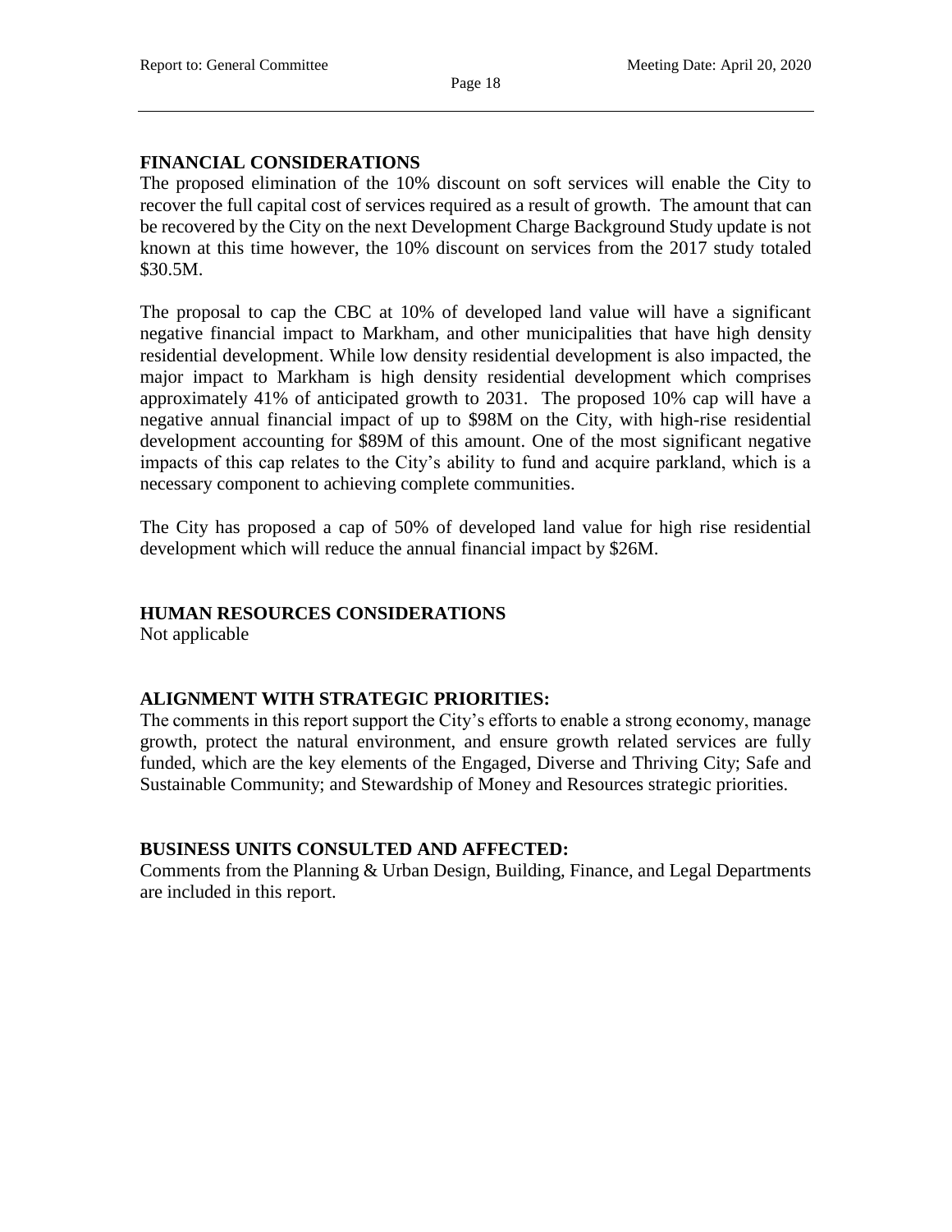## FINANCIAL CONSIDERATIONS

The proposed elimination of the 10% discount on soft services will enable the City to recover the full capital cost of services required as a result of growth. The amount that can be recovered by the City on the next Development Charge Background Study update is not known at this time however, the 10% discount on services from the 2017 study totaled $30.5M.

The proposal to cap the CBC at 10% of developed land value will have a significant negative financial impact to Markham, and other municipalities that have high density residential development. While low density residential development is also impacted, the major impact to Markham is high density residential development which comprises approximately 41% of anticipated growth to 2031. The proposed 10% cap will have a negative annual financial impact of up to $98M on the City, with high-rise residential development accounting for $89M of this amount. One of the most significant negative impacts of this cap relates to the City's ability to fund and acquire parkland, which is a necessary component to achieving complete communities.

The City has proposed a cap of 50% of developed land value for high rise residential development which will reduce the annual financial impact by $26M.

## HUMAN RESOURCES CONSIDERATIONS

Not applicable

## ALIGNMENT WITH STRATEGIC PRIORITIES:

The comments in this report support the City's efforts to enable a strong economy, manage growth, protect the natural environment, and ensure growth related services are fully funded, which are the key elements of the Engaged, Diverse and Thriving City; Safe and Sustainable Community; and Stewardship of Money and Resources strategic priorities.

## BUSINESS UNITS CONSULTED AND AFFECTED:

Comments from the Planning & Urban Design, Building, Finance, and Legal Departments are included in this report.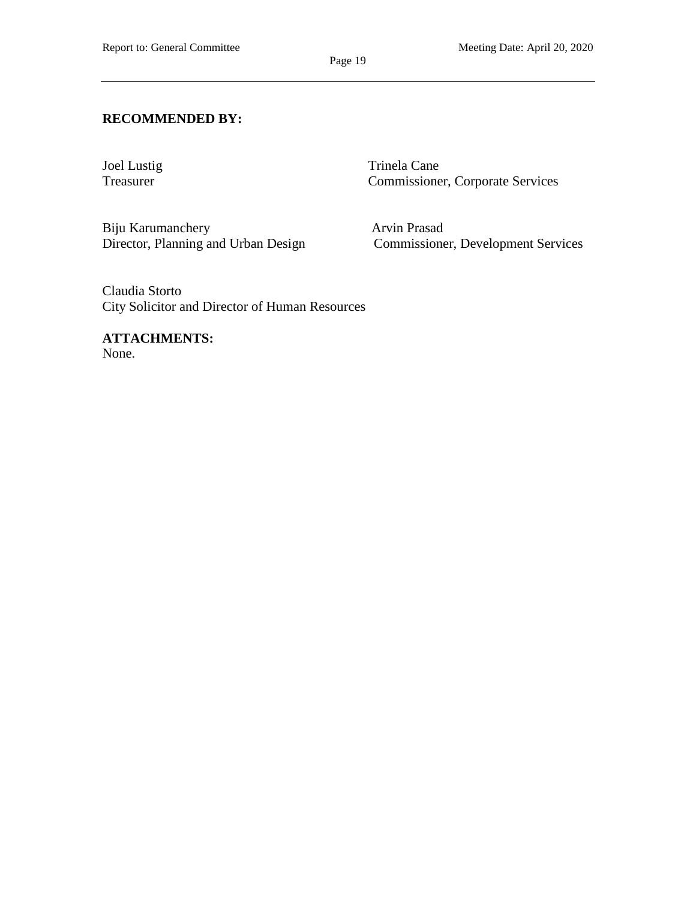**RECOMMENDED BY:**

Joel Lustig
Treasurer

Trinela Cane
Commissioner, Corporate Services

Biju Karumanchery
Director, Planning and Urban Design

Arvin Prasad
Commissioner, Development Services

Claudia Storto
City Solicitor and Director of Human Resources

**ATTACHMENTS:**
None.